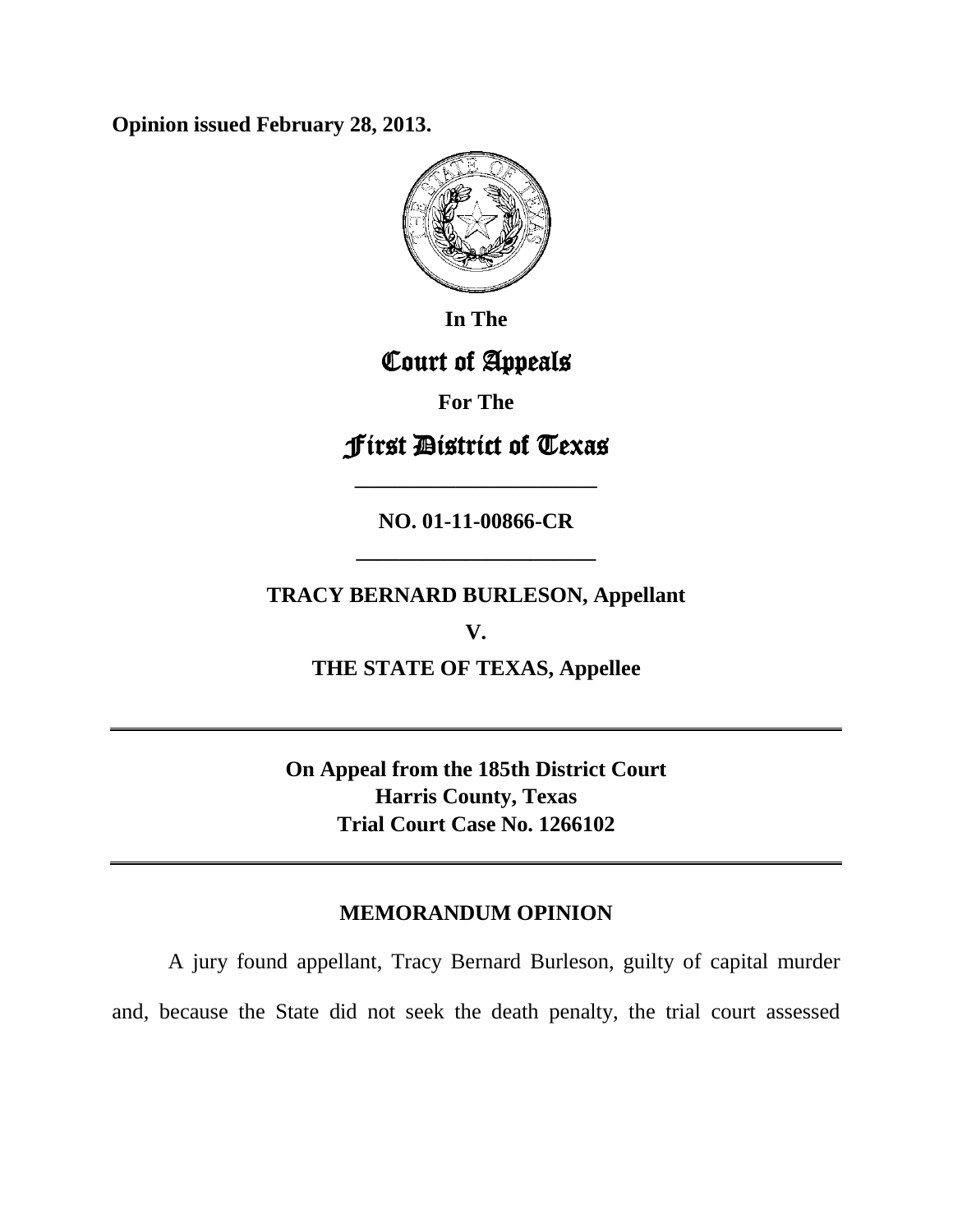**Opinion issued February 28, 2013.**

In The

# Court of Appeals

For The

# First District of Texas

————————————

**NO. 01-11-00866-CR**

————————————

**TRACY BERNARD BURLESON, Appellant**

**V.**

**THE STATE OF TEXAS, Appellee**

---

**On Appeal from the 185th District Court**
**Harris County, Texas**
**Trial Court Case No. 1266102**

---

## MEMORANDUM OPINION

A jury found appellant, Tracy Bernard Burleson, guilty of capital murder and, because the State did not seek the death penalty, the trial court assessed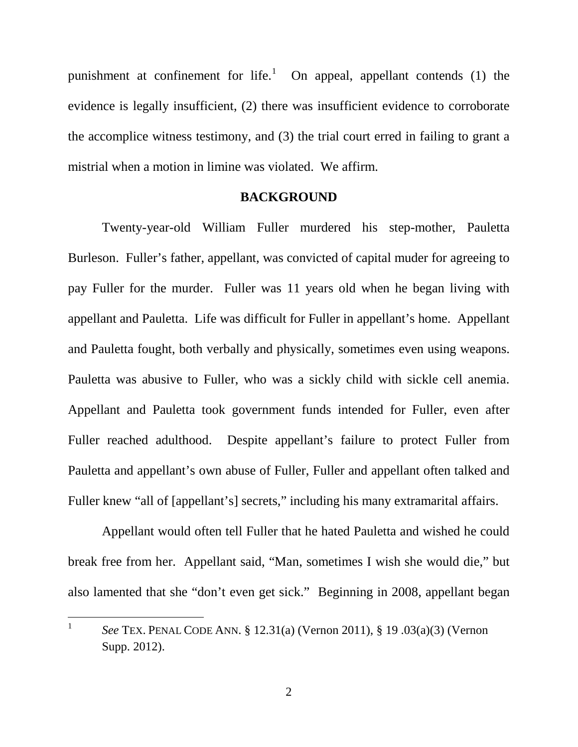punishment at confinement for life.[1] On appeal, appellant contends (1) the evidence is legally insufficient, (2) there was insufficient evidence to corroborate the accomplice witness testimony, and (3) the trial court erred in failing to grant a mistrial when a motion in limine was violated. We affirm.

## BACKGROUND

Twenty-year-old William Fuller murdered his step-mother, Pauletta Burleson. Fuller's father, appellant, was convicted of capital muder for agreeing to pay Fuller for the murder. Fuller was 11 years old when he began living with appellant and Pauletta. Life was difficult for Fuller in appellant's home. Appellant and Pauletta fought, both verbally and physically, sometimes even using weapons. Pauletta was abusive to Fuller, who was a sickly child with sickle cell anemia. Appellant and Pauletta took government funds intended for Fuller, even after Fuller reached adulthood. Despite appellant's failure to protect Fuller from Pauletta and appellant's own abuse of Fuller, Fuller and appellant often talked and Fuller knew "all of [appellant's] secrets," including his many extramarital affairs.

Appellant would often tell Fuller that he hated Pauletta and wished he could break free from her. Appellant said, "Man, sometimes I wish she would die," but also lamented that she "don't even get sick." Beginning in 2008, appellant began

---

[1] *See* TEX. PENAL CODE ANN. § 12.31(a) (Vernon 2011), § 19 .03(a)(3) (Vernon Supp. 2012).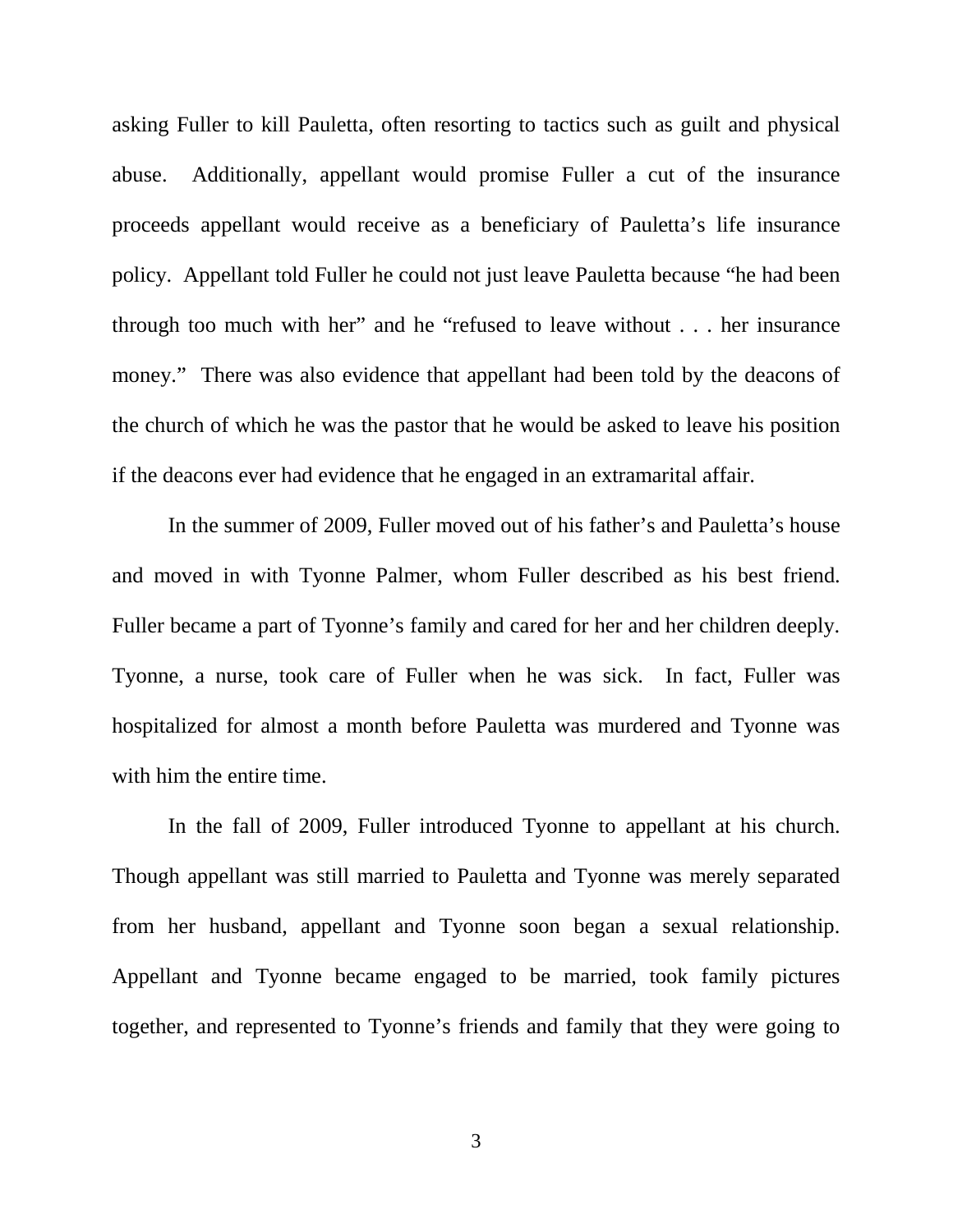asking Fuller to kill Pauletta, often resorting to tactics such as guilt and physical abuse. Additionally, appellant would promise Fuller a cut of the insurance proceeds appellant would receive as a beneficiary of Pauletta's life insurance policy. Appellant told Fuller he could not just leave Pauletta because "he had been through too much with her" and he "refused to leave without . . . her insurance money." There was also evidence that appellant had been told by the deacons of the church of which he was the pastor that he would be asked to leave his position if the deacons ever had evidence that he engaged in an extramarital affair.

In the summer of 2009, Fuller moved out of his father's and Pauletta's house and moved in with Tyonne Palmer, whom Fuller described as his best friend. Fuller became a part of Tyonne's family and cared for her and her children deeply. Tyonne, a nurse, took care of Fuller when he was sick. In fact, Fuller was hospitalized for almost a month before Pauletta was murdered and Tyonne was with him the entire time.

In the fall of 2009, Fuller introduced Tyonne to appellant at his church. Though appellant was still married to Pauletta and Tyonne was merely separated from her husband, appellant and Tyonne soon began a sexual relationship. Appellant and Tyonne became engaged to be married, took family pictures together, and represented to Tyonne's friends and family that they were going to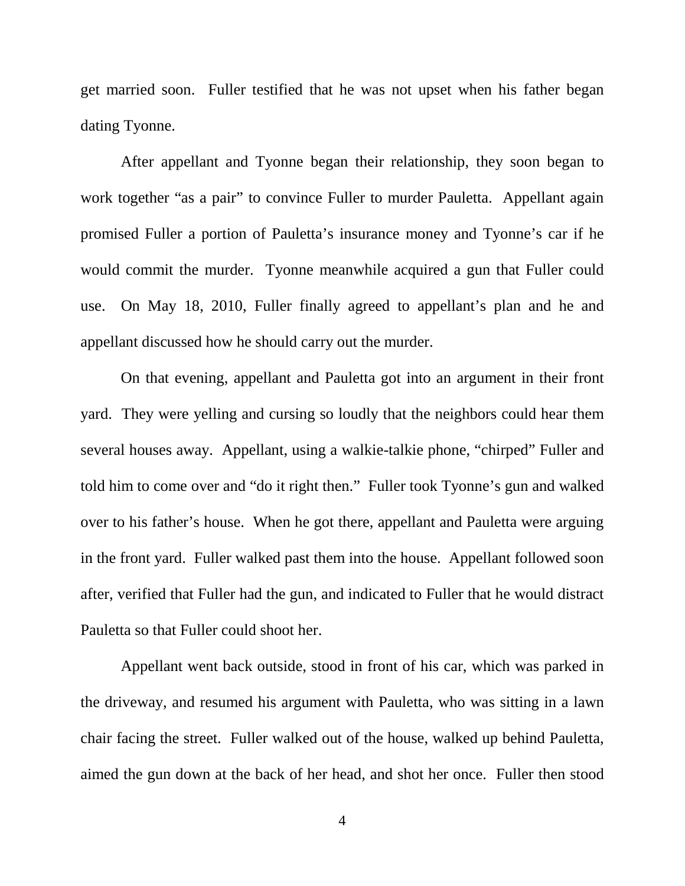get married soon. Fuller testified that he was not upset when his father began dating Tyonne.

After appellant and Tyonne began their relationship, they soon began to work together "as a pair" to convince Fuller to murder Pauletta. Appellant again promised Fuller a portion of Pauletta's insurance money and Tyonne's car if he would commit the murder. Tyonne meanwhile acquired a gun that Fuller could use. On May 18, 2010, Fuller finally agreed to appellant's plan and he and appellant discussed how he should carry out the murder.

On that evening, appellant and Pauletta got into an argument in their front yard. They were yelling and cursing so loudly that the neighbors could hear them several houses away. Appellant, using a walkie-talkie phone, "chirped" Fuller and told him to come over and "do it right then." Fuller took Tyonne's gun and walked over to his father's house. When he got there, appellant and Pauletta were arguing in the front yard. Fuller walked past them into the house. Appellant followed soon after, verified that Fuller had the gun, and indicated to Fuller that he would distract Pauletta so that Fuller could shoot her.

Appellant went back outside, stood in front of his car, which was parked in the driveway, and resumed his argument with Pauletta, who was sitting in a lawn chair facing the street. Fuller walked out of the house, walked up behind Pauletta, aimed the gun down at the back of her head, and shot her once. Fuller then stood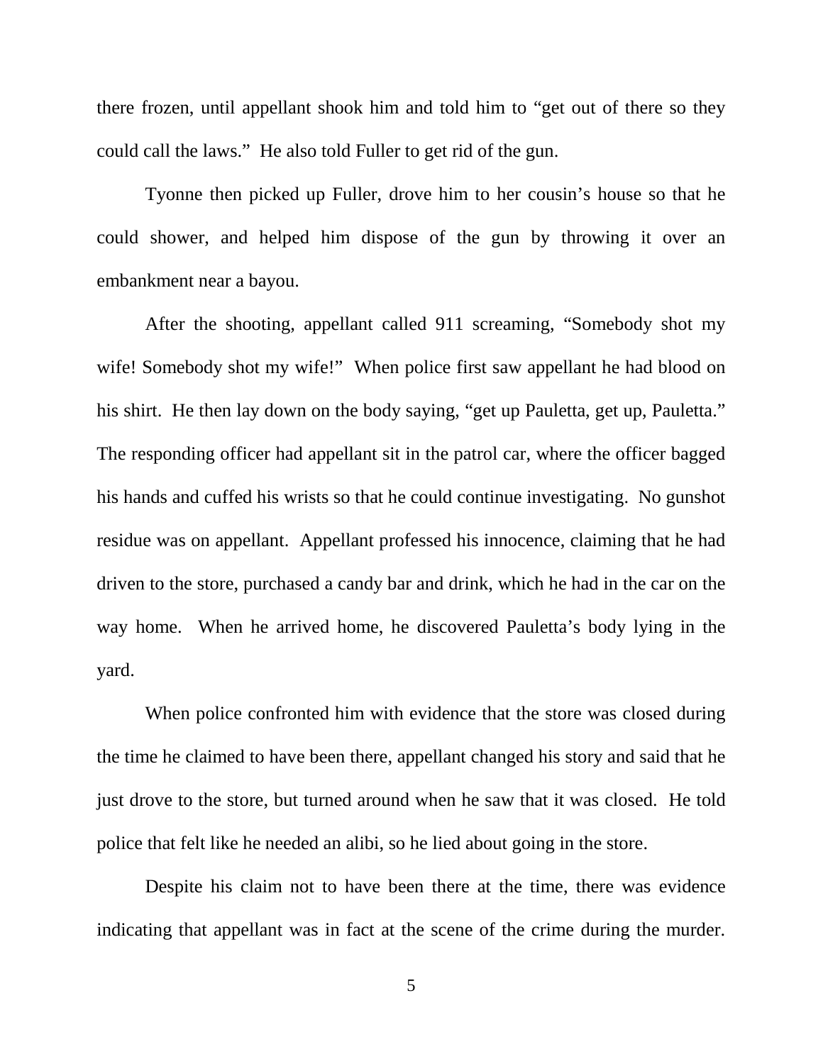there frozen, until appellant shook him and told him to "get out of there so they could call the laws." He also told Fuller to get rid of the gun.

Tyonne then picked up Fuller, drove him to her cousin's house so that he could shower, and helped him dispose of the gun by throwing it over an embankment near a bayou.

After the shooting, appellant called 911 screaming, "Somebody shot my wife! Somebody shot my wife!" When police first saw appellant he had blood on his shirt. He then lay down on the body saying, "get up Pauletta, get up, Pauletta." The responding officer had appellant sit in the patrol car, where the officer bagged his hands and cuffed his wrists so that he could continue investigating. No gunshot residue was on appellant. Appellant professed his innocence, claiming that he had driven to the store, purchased a candy bar and drink, which he had in the car on the way home. When he arrived home, he discovered Pauletta's body lying in the yard.

When police confronted him with evidence that the store was closed during the time he claimed to have been there, appellant changed his story and said that he just drove to the store, but turned around when he saw that it was closed. He told police that felt like he needed an alibi, so he lied about going in the store.

Despite his claim not to have been there at the time, there was evidence indicating that appellant was in fact at the scene of the crime during the murder.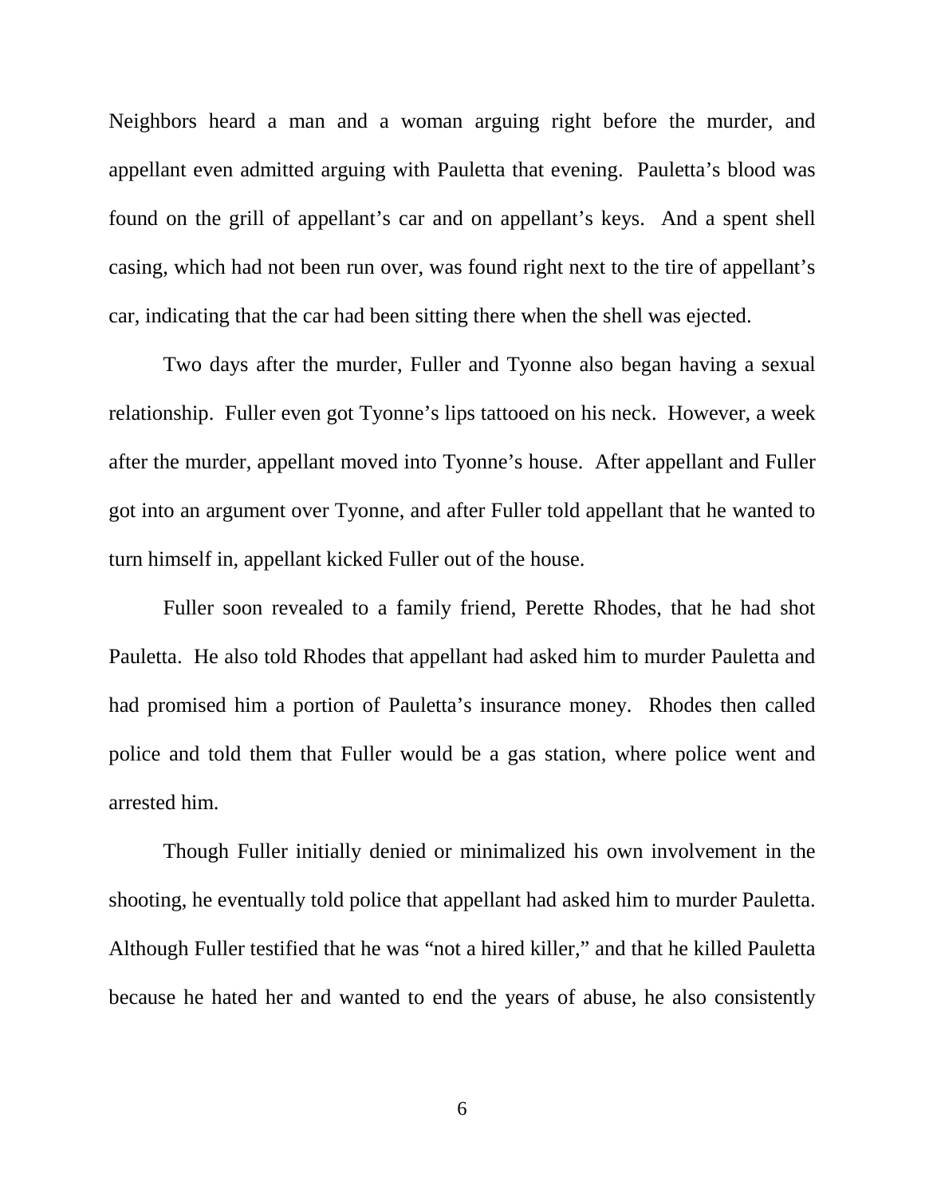Neighbors heard a man and a woman arguing right before the murder, and appellant even admitted arguing with Pauletta that evening. Pauletta's blood was found on the grill of appellant's car and on appellant's keys. And a spent shell casing, which had not been run over, was found right next to the tire of appellant's car, indicating that the car had been sitting there when the shell was ejected.

Two days after the murder, Fuller and Tyonne also began having a sexual relationship. Fuller even got Tyonne's lips tattooed on his neck. However, a week after the murder, appellant moved into Tyonne's house. After appellant and Fuller got into an argument over Tyonne, and after Fuller told appellant that he wanted to turn himself in, appellant kicked Fuller out of the house.

Fuller soon revealed to a family friend, Perette Rhodes, that he had shot Pauletta. He also told Rhodes that appellant had asked him to murder Pauletta and had promised him a portion of Pauletta's insurance money. Rhodes then called police and told them that Fuller would be a gas station, where police went and arrested him.

Though Fuller initially denied or minimalized his own involvement in the shooting, he eventually told police that appellant had asked him to murder Pauletta. Although Fuller testified that he was "not a hired killer," and that he killed Pauletta because he hated her and wanted to end the years of abuse, he also consistently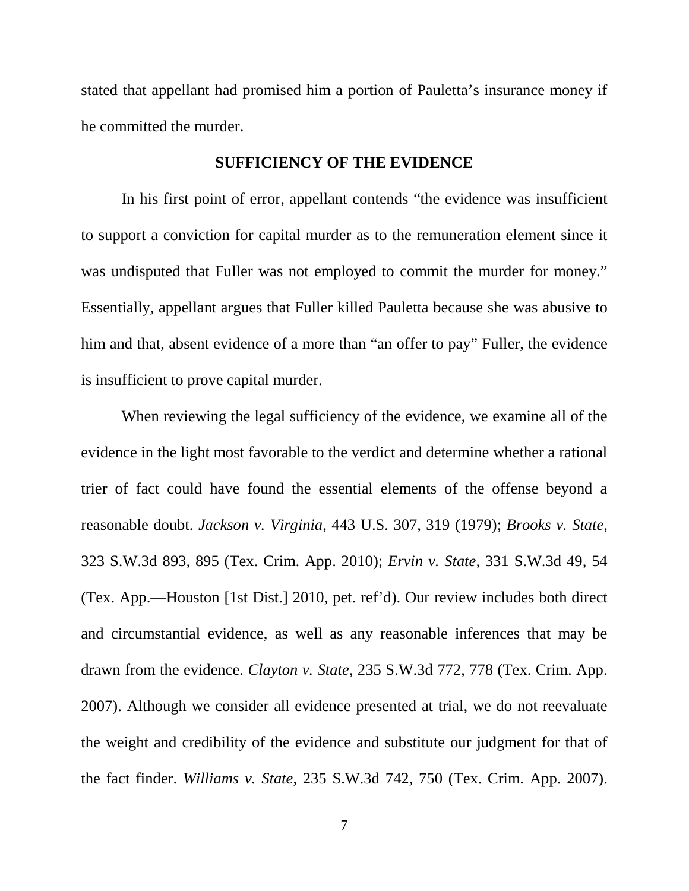stated that appellant had promised him a portion of Pauletta's insurance money if he committed the murder.

## SUFFICIENCY OF THE EVIDENCE

In his first point of error, appellant contends "the evidence was insufficient to support a conviction for capital murder as to the remuneration element since it was undisputed that Fuller was not employed to commit the murder for money." Essentially, appellant argues that Fuller killed Pauletta because she was abusive to him and that, absent evidence of a more than "an offer to pay" Fuller, the evidence is insufficient to prove capital murder.

When reviewing the legal sufficiency of the evidence, we examine all of the evidence in the light most favorable to the verdict and determine whether a rational trier of fact could have found the essential elements of the offense beyond a reasonable doubt. *Jackson v. Virginia*, 443 U.S. 307, 319 (1979); *Brooks v. State*, 323 S.W.3d 893, 895 (Tex. Crim. App. 2010); *Ervin v. State*, 331 S.W.3d 49, 54 (Tex. App.—Houston [1st Dist.] 2010, pet. ref'd). Our review includes both direct and circumstantial evidence, as well as any reasonable inferences that may be drawn from the evidence. *Clayton v. State*, 235 S.W.3d 772, 778 (Tex. Crim. App. 2007). Although we consider all evidence presented at trial, we do not reevaluate the weight and credibility of the evidence and substitute our judgment for that of the fact finder. *Williams v. State*, 235 S.W.3d 742, 750 (Tex. Crim. App. 2007).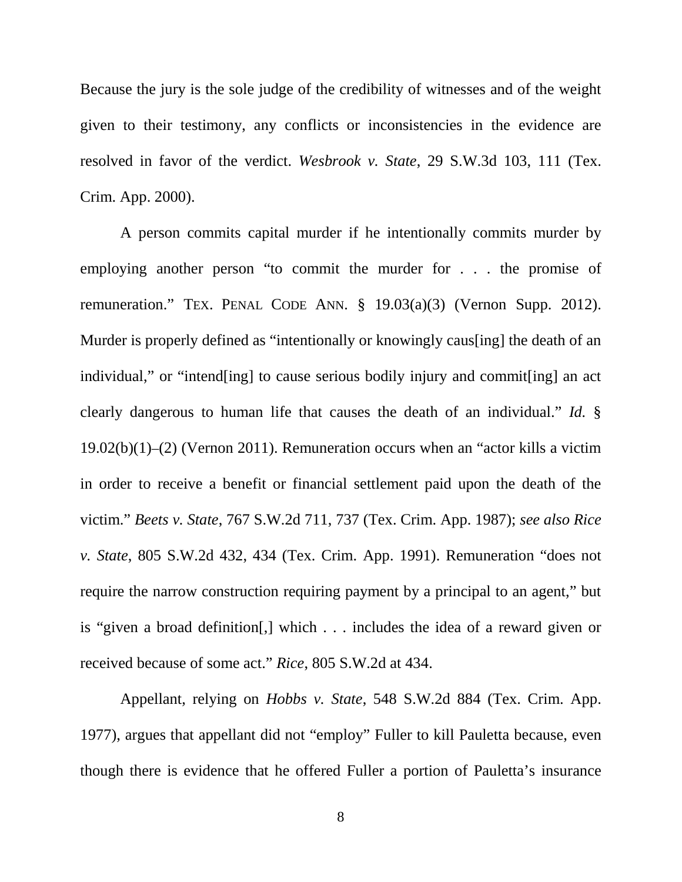Because the jury is the sole judge of the credibility of witnesses and of the weight given to their testimony, any conflicts or inconsistencies in the evidence are resolved in favor of the verdict. *Wesbrook v. State*, 29 S.W.3d 103, 111 (Tex. Crim. App. 2000).

A person commits capital murder if he intentionally commits murder by employing another person "to commit the murder for . . . the promise of remuneration." TEX. PENAL CODE ANN. § 19.03(a)(3) (Vernon Supp. 2012). Murder is properly defined as "intentionally or knowingly caus[ing] the death of an individual," or "intend[ing] to cause serious bodily injury and commit[ing] an act clearly dangerous to human life that causes the death of an individual." *Id.* § 19.02(b)(1)–(2) (Vernon 2011). Remuneration occurs when an "actor kills a victim in order to receive a benefit or financial settlement paid upon the death of the victim." *Beets v. State*, 767 S.W.2d 711, 737 (Tex. Crim. App. 1987); *see also Rice v. State*, 805 S.W.2d 432, 434 (Tex. Crim. App. 1991). Remuneration "does not require the narrow construction requiring payment by a principal to an agent," but is "given a broad definition[,] which . . . includes the idea of a reward given or received because of some act." *Rice*, 805 S.W.2d at 434.

Appellant, relying on *Hobbs v. State*, 548 S.W.2d 884 (Tex. Crim. App. 1977), argues that appellant did not "employ" Fuller to kill Pauletta because, even though there is evidence that he offered Fuller a portion of Pauletta's insurance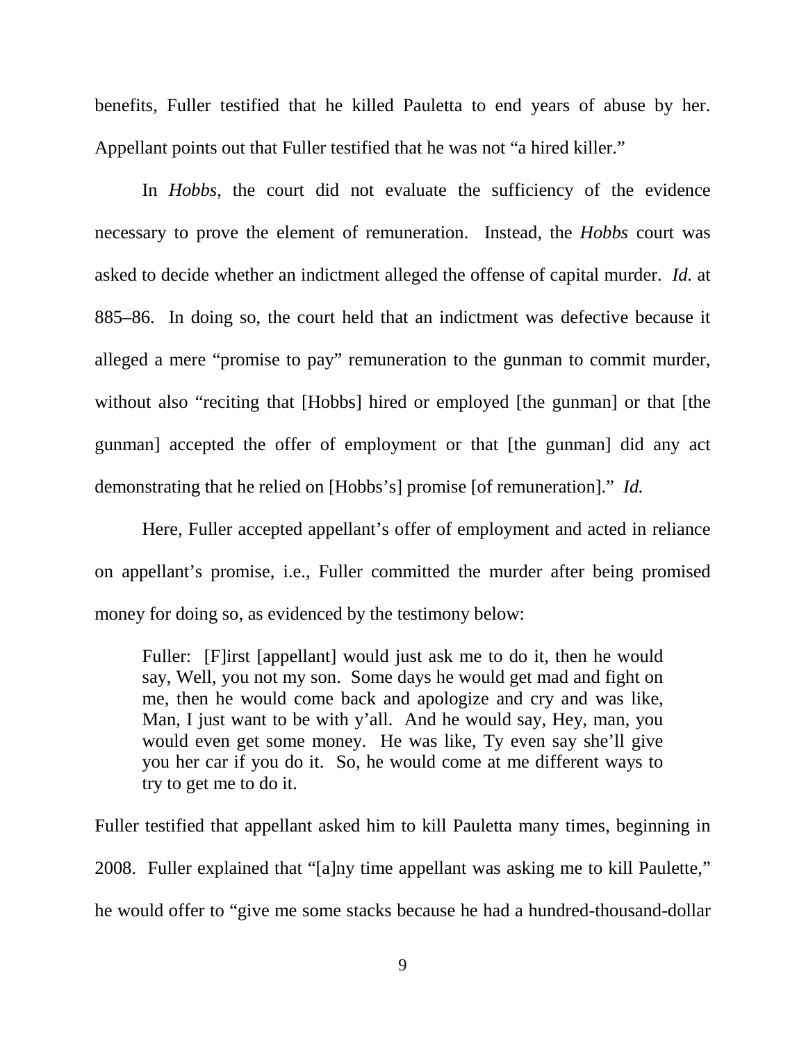benefits, Fuller testified that he killed Pauletta to end years of abuse by her. Appellant points out that Fuller testified that he was not "a hired killer."

In *Hobbs*, the court did not evaluate the sufficiency of the evidence necessary to prove the element of remuneration. Instead, the *Hobbs* court was asked to decide whether an indictment alleged the offense of capital murder. *Id.* at 885–86. In doing so, the court held that an indictment was defective because it alleged a mere "promise to pay" remuneration to the gunman to commit murder, without also "reciting that [Hobbs] hired or employed [the gunman] or that [the gunman] accepted the offer of employment or that [the gunman] did any act demonstrating that he relied on [Hobbs's] promise [of remuneration]." *Id.*

Here, Fuller accepted appellant's offer of employment and acted in reliance on appellant's promise, i.e., Fuller committed the murder after being promised money for doing so, as evidenced by the testimony below:

> Fuller: [F]irst [appellant] would just ask me to do it, then he would say, Well, you not my son. Some days he would get mad and fight on me, then he would come back and apologize and cry and was like, Man, I just want to be with y'all. And he would say, Hey, man, you would even get some money. He was like, Ty even say she'll give you her car if you do it. So, he would come at me different ways to try to get me to do it.

Fuller testified that appellant asked him to kill Pauletta many times, beginning in 2008. Fuller explained that "[a]ny time appellant was asking me to kill Paulette," he would offer to "give me some stacks because he had a hundred-thousand-dollar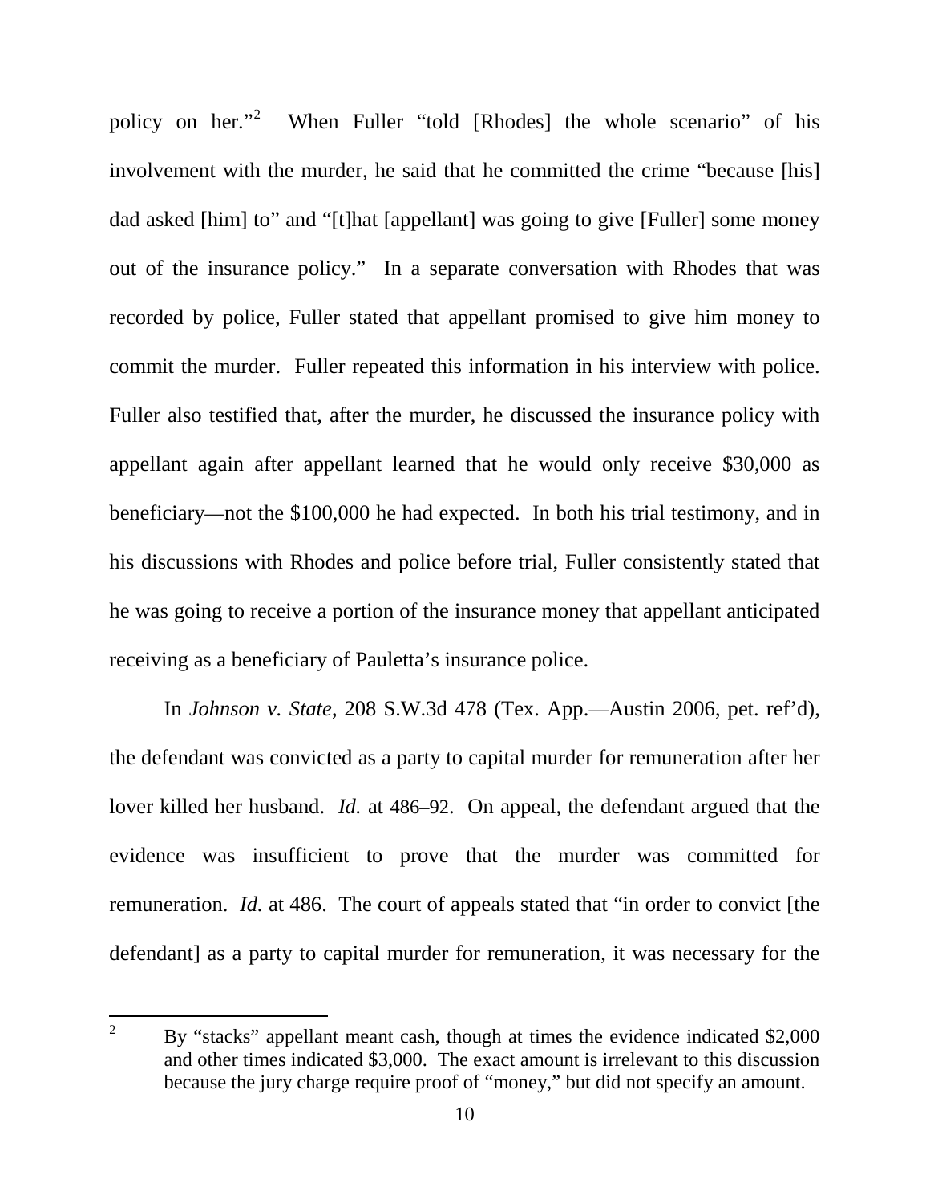policy on her."[2] When Fuller "told [Rhodes] the whole scenario" of his involvement with the murder, he said that he committed the crime "because [his] dad asked [him] to" and "[t]hat [appellant] was going to give [Fuller] some money out of the insurance policy." In a separate conversation with Rhodes that was recorded by police, Fuller stated that appellant promised to give him money to commit the murder. Fuller repeated this information in his interview with police. Fuller also testified that, after the murder, he discussed the insurance policy with appellant again after appellant learned that he would only receive $30,000 as beneficiary—not the $100,000 he had expected. In both his trial testimony, and in his discussions with Rhodes and police before trial, Fuller consistently stated that he was going to receive a portion of the insurance money that appellant anticipated receiving as a beneficiary of Pauletta's insurance police.

In *Johnson v. State*, 208 S.W.3d 478 (Tex. App.—Austin 2006, pet. ref'd), the defendant was convicted as a party to capital murder for remuneration after her lover killed her husband. *Id.* at 486–92. On appeal, the defendant argued that the evidence was insufficient to prove that the murder was committed for remuneration. *Id.* at 486. The court of appeals stated that "in order to convict [the defendant] as a party to capital murder for remuneration, it was necessary for the

---

[2] By "stacks" appellant meant cash, though at times the evidence indicated $2,000 and other times indicated $3,000. The exact amount is irrelevant to this discussion because the jury charge require proof of "money," but did not specify an amount.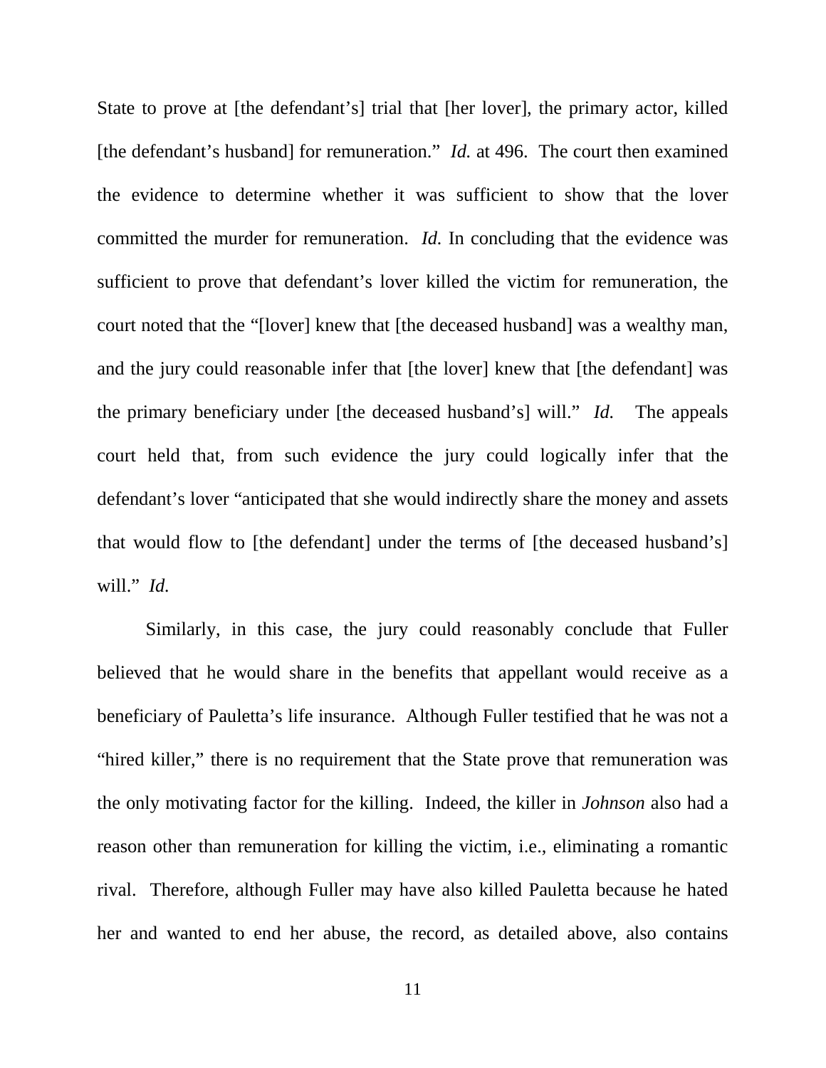State to prove at [the defendant's] trial that [her lover], the primary actor, killed [the defendant's husband] for remuneration." *Id.* at 496. The court then examined the evidence to determine whether it was sufficient to show that the lover committed the murder for remuneration. *Id.* In concluding that the evidence was sufficient to prove that defendant's lover killed the victim for remuneration, the court noted that the "[lover] knew that [the deceased husband] was a wealthy man, and the jury could reasonable infer that [the lover] knew that [the defendant] was the primary beneficiary under [the deceased husband's] will." *Id.* The appeals court held that, from such evidence the jury could logically infer that the defendant's lover "anticipated that she would indirectly share the money and assets that would flow to [the defendant] under the terms of [the deceased husband's] will." *Id.*

Similarly, in this case, the jury could reasonably conclude that Fuller believed that he would share in the benefits that appellant would receive as a beneficiary of Pauletta's life insurance. Although Fuller testified that he was not a "hired killer," there is no requirement that the State prove that remuneration was the only motivating factor for the killing. Indeed, the killer in *Johnson* also had a reason other than remuneration for killing the victim, i.e., eliminating a romantic rival. Therefore, although Fuller may have also killed Pauletta because he hated her and wanted to end her abuse, the record, as detailed above, also contains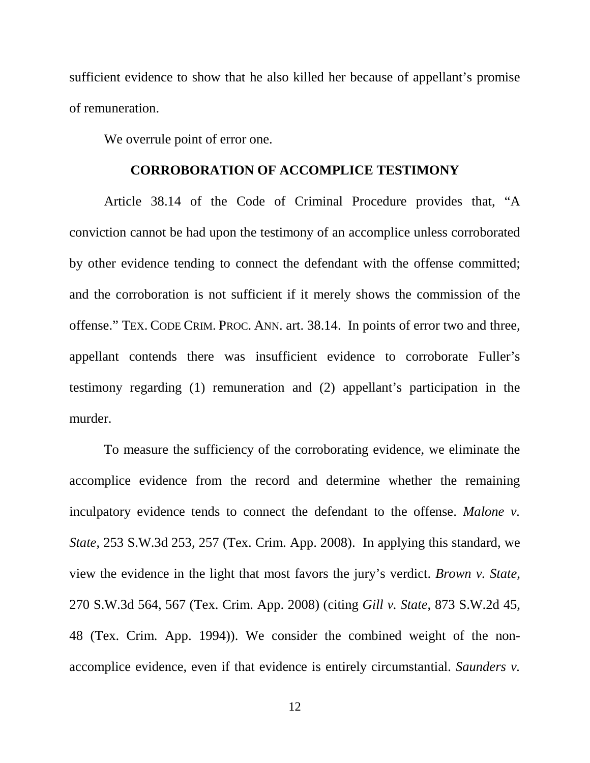sufficient evidence to show that he also killed her because of appellant's promise of remuneration.

We overrule point of error one.

## CORROBORATION OF ACCOMPLICE TESTIMONY

Article 38.14 of the Code of Criminal Procedure provides that, "A conviction cannot be had upon the testimony of an accomplice unless corroborated by other evidence tending to connect the defendant with the offense committed; and the corroboration is not sufficient if it merely shows the commission of the offense." TEX. CODE CRIM. PROC. ANN. art. 38.14. In points of error two and three, appellant contends there was insufficient evidence to corroborate Fuller's testimony regarding (1) remuneration and (2) appellant's participation in the murder.

To measure the sufficiency of the corroborating evidence, we eliminate the accomplice evidence from the record and determine whether the remaining inculpatory evidence tends to connect the defendant to the offense. *Malone v. State*, 253 S.W.3d 253, 257 (Tex. Crim. App. 2008). In applying this standard, we view the evidence in the light that most favors the jury's verdict. *Brown v. State*, 270 S.W.3d 564, 567 (Tex. Crim. App. 2008) (citing *Gill v. State*, 873 S.W.2d 45, 48 (Tex. Crim. App. 1994)). We consider the combined weight of the non-accomplice evidence, even if that evidence is entirely circumstantial. *Saunders v.*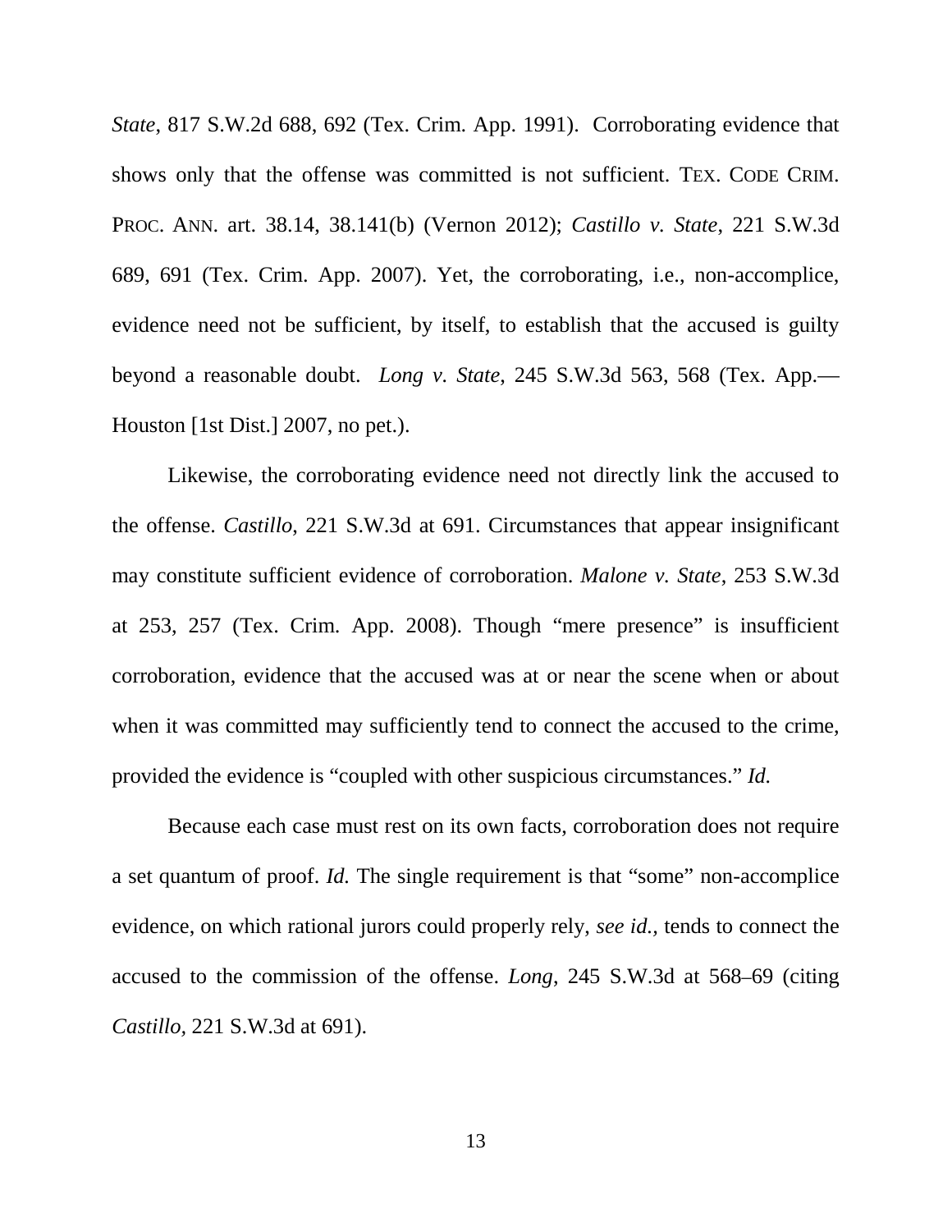*State*, 817 S.W.2d 688, 692 (Tex. Crim. App. 1991). Corroborating evidence that shows only that the offense was committed is not sufficient. TEX. CODE CRIM. PROC. ANN. art. 38.14, 38.141(b) (Vernon 2012); *Castillo v. State*, 221 S.W.3d 689, 691 (Tex. Crim. App. 2007). Yet, the corroborating, i.e., non-accomplice, evidence need not be sufficient, by itself, to establish that the accused is guilty beyond a reasonable doubt. *Long v. State*, 245 S.W.3d 563, 568 (Tex. App.—Houston [1st Dist.] 2007, no pet.).

Likewise, the corroborating evidence need not directly link the accused to the offense. *Castillo*, 221 S.W.3d at 691. Circumstances that appear insignificant may constitute sufficient evidence of corroboration. *Malone v. State*, 253 S.W.3d at 253, 257 (Tex. Crim. App. 2008). Though "mere presence" is insufficient corroboration, evidence that the accused was at or near the scene when or about when it was committed may sufficiently tend to connect the accused to the crime, provided the evidence is "coupled with other suspicious circumstances." *Id.*

Because each case must rest on its own facts, corroboration does not require a set quantum of proof. *Id.* The single requirement is that "some" non-accomplice evidence, on which rational jurors could properly rely, *see id.*, tends to connect the accused to the commission of the offense. *Long*, 245 S.W.3d at 568–69 (citing *Castillo*, 221 S.W.3d at 691).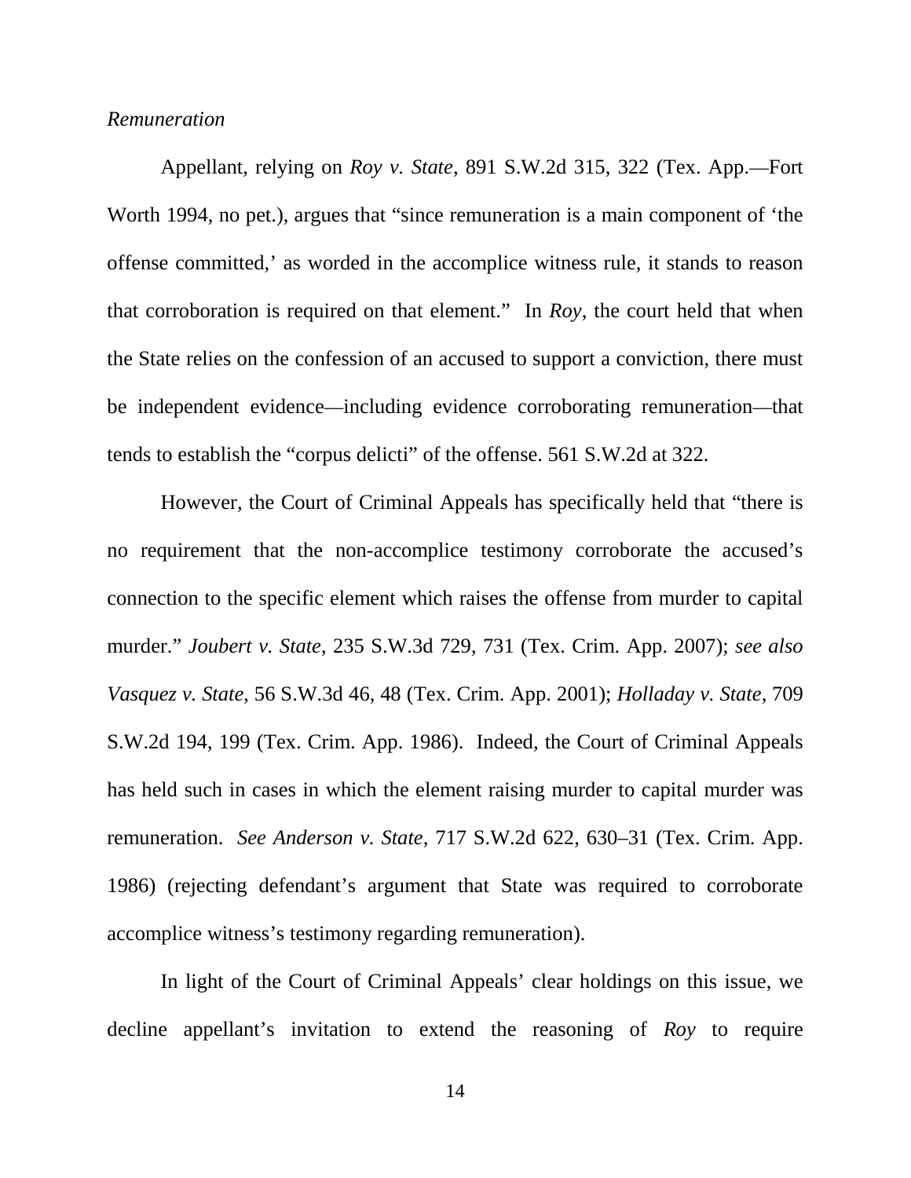*Remuneration*

Appellant, relying on *Roy v. State*, 891 S.W.2d 315, 322 (Tex. App.—Fort Worth 1994, no pet.), argues that "since remuneration is a main component of 'the offense committed,' as worded in the accomplice witness rule, it stands to reason that corroboration is required on that element." In *Roy*, the court held that when the State relies on the confession of an accused to support a conviction, there must be independent evidence—including evidence corroborating remuneration—that tends to establish the "corpus delicti" of the offense. 561 S.W.2d at 322.

However, the Court of Criminal Appeals has specifically held that "there is no requirement that the non-accomplice testimony corroborate the accused's connection to the specific element which raises the offense from murder to capital murder." *Joubert v. State*, 235 S.W.3d 729, 731 (Tex. Crim. App. 2007); *see also Vasquez v. State*, 56 S.W.3d 46, 48 (Tex. Crim. App. 2001); *Holladay v. State*, 709 S.W.2d 194, 199 (Tex. Crim. App. 1986). Indeed, the Court of Criminal Appeals has held such in cases in which the element raising murder to capital murder was remuneration. *See Anderson v. State*, 717 S.W.2d 622, 630–31 (Tex. Crim. App. 1986) (rejecting defendant's argument that State was required to corroborate accomplice witness's testimony regarding remuneration).

In light of the Court of Criminal Appeals' clear holdings on this issue, we decline appellant's invitation to extend the reasoning of *Roy* to require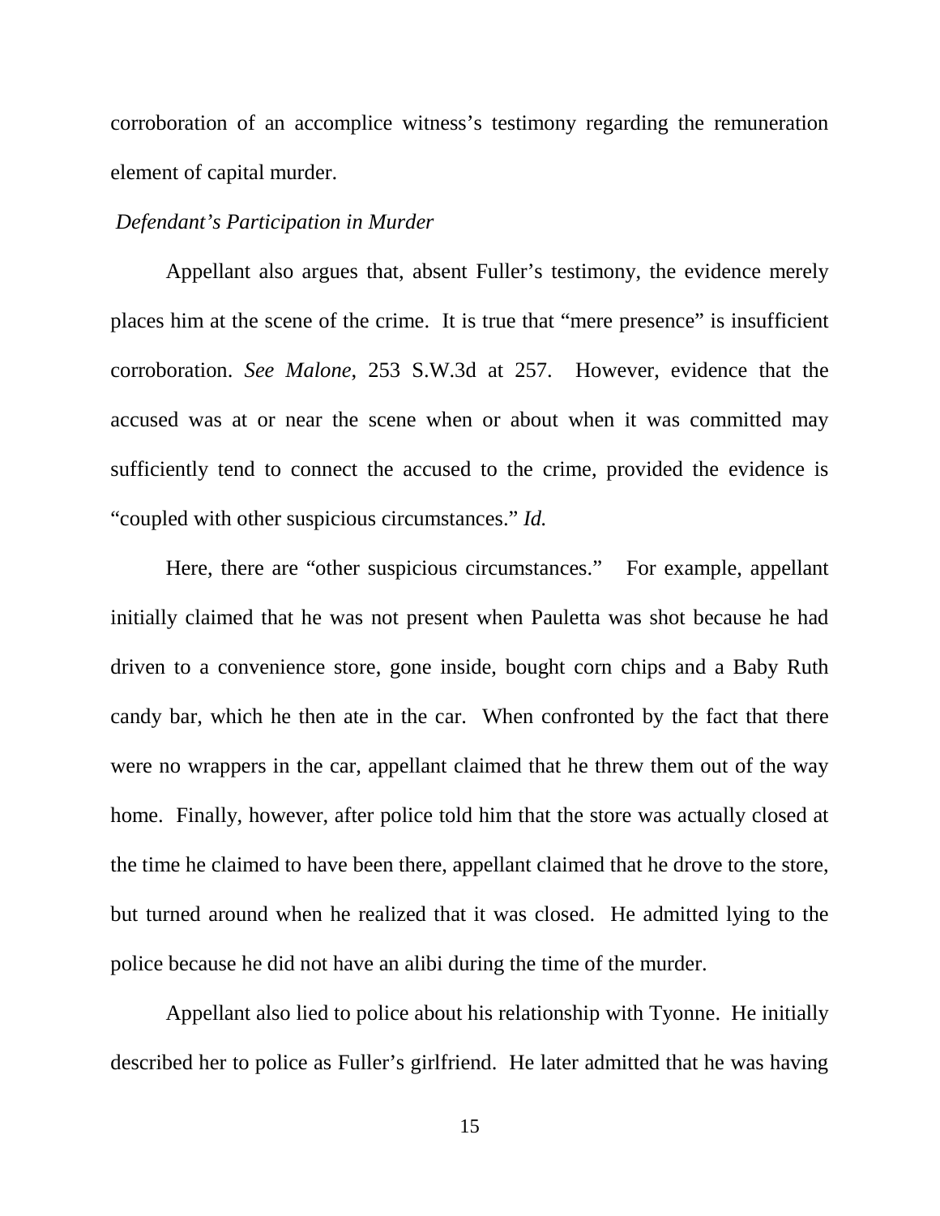corroboration of an accomplice witness's testimony regarding the remuneration element of capital murder.

*Defendant's Participation in Murder*

Appellant also argues that, absent Fuller's testimony, the evidence merely places him at the scene of the crime. It is true that "mere presence" is insufficient corroboration. *See Malone*, 253 S.W.3d at 257. However, evidence that the accused was at or near the scene when or about when it was committed may sufficiently tend to connect the accused to the crime, provided the evidence is "coupled with other suspicious circumstances." *Id.*

Here, there are "other suspicious circumstances." For example, appellant initially claimed that he was not present when Pauletta was shot because he had driven to a convenience store, gone inside, bought corn chips and a Baby Ruth candy bar, which he then ate in the car. When confronted by the fact that there were no wrappers in the car, appellant claimed that he threw them out of the way home. Finally, however, after police told him that the store was actually closed at the time he claimed to have been there, appellant claimed that he drove to the store, but turned around when he realized that it was closed. He admitted lying to the police because he did not have an alibi during the time of the murder.

Appellant also lied to police about his relationship with Tyonne. He initially described her to police as Fuller's girlfriend. He later admitted that he was having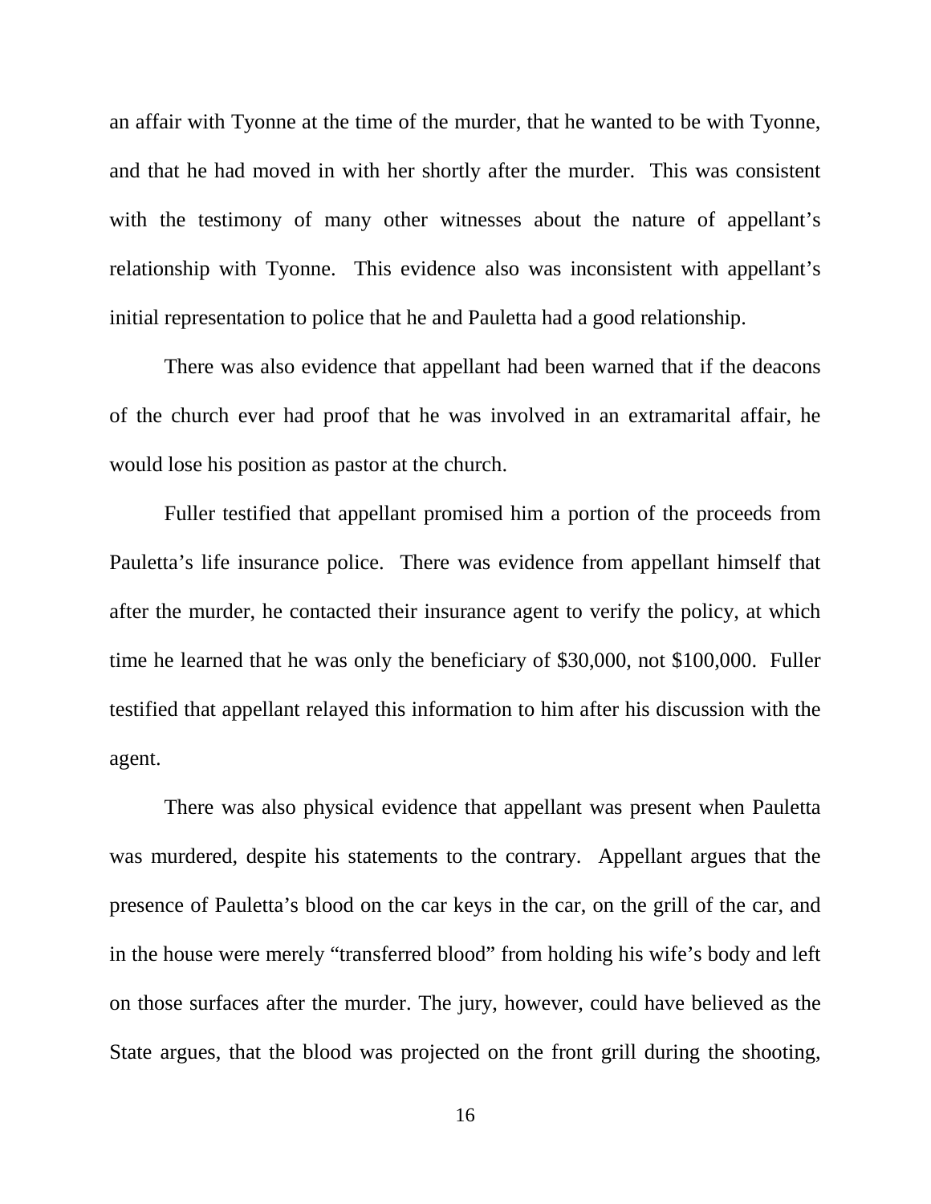an affair with Tyonne at the time of the murder, that he wanted to be with Tyonne, and that he had moved in with her shortly after the murder. This was consistent with the testimony of many other witnesses about the nature of appellant's relationship with Tyonne. This evidence also was inconsistent with appellant's initial representation to police that he and Pauletta had a good relationship.

There was also evidence that appellant had been warned that if the deacons of the church ever had proof that he was involved in an extramarital affair, he would lose his position as pastor at the church.

Fuller testified that appellant promised him a portion of the proceeds from Pauletta's life insurance police. There was evidence from appellant himself that after the murder, he contacted their insurance agent to verify the policy, at which time he learned that he was only the beneficiary of $30,000, not $100,000. Fuller testified that appellant relayed this information to him after his discussion with the agent.

There was also physical evidence that appellant was present when Pauletta was murdered, despite his statements to the contrary. Appellant argues that the presence of Pauletta's blood on the car keys in the car, on the grill of the car, and in the house were merely "transferred blood" from holding his wife's body and left on those surfaces after the murder. The jury, however, could have believed as the State argues, that the blood was projected on the front grill during the shooting,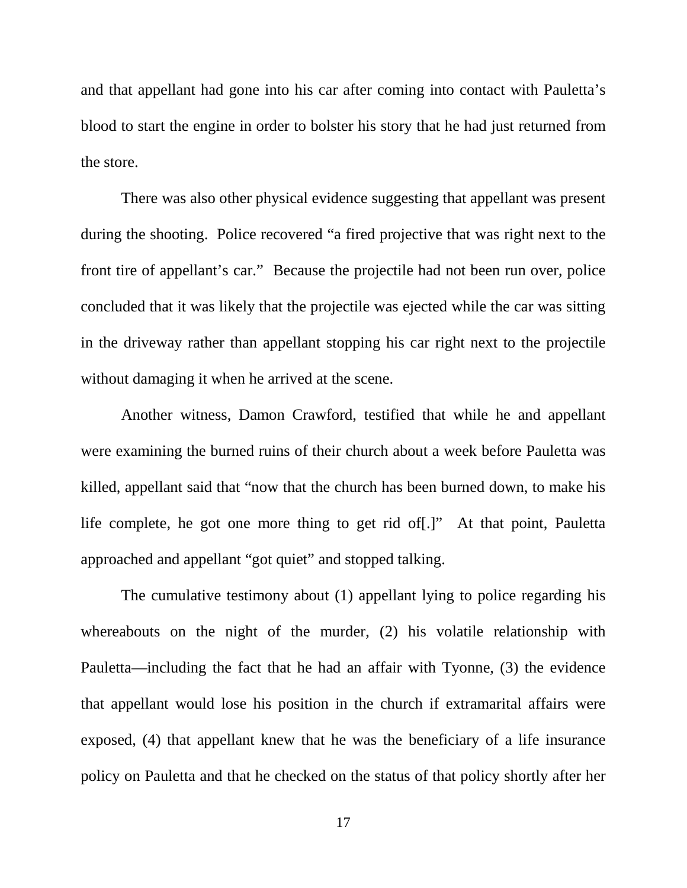and that appellant had gone into his car after coming into contact with Pauletta's blood to start the engine in order to bolster his story that he had just returned from the store.

There was also other physical evidence suggesting that appellant was present during the shooting. Police recovered "a fired projective that was right next to the front tire of appellant's car." Because the projectile had not been run over, police concluded that it was likely that the projectile was ejected while the car was sitting in the driveway rather than appellant stopping his car right next to the projectile without damaging it when he arrived at the scene.

Another witness, Damon Crawford, testified that while he and appellant were examining the burned ruins of their church about a week before Pauletta was killed, appellant said that "now that the church has been burned down, to make his life complete, he got one more thing to get rid of[.]" At that point, Pauletta approached and appellant "got quiet" and stopped talking.

The cumulative testimony about (1) appellant lying to police regarding his whereabouts on the night of the murder, (2) his volatile relationship with Pauletta—including the fact that he had an affair with Tyonne, (3) the evidence that appellant would lose his position in the church if extramarital affairs were exposed, (4) that appellant knew that he was the beneficiary of a life insurance policy on Pauletta and that he checked on the status of that policy shortly after her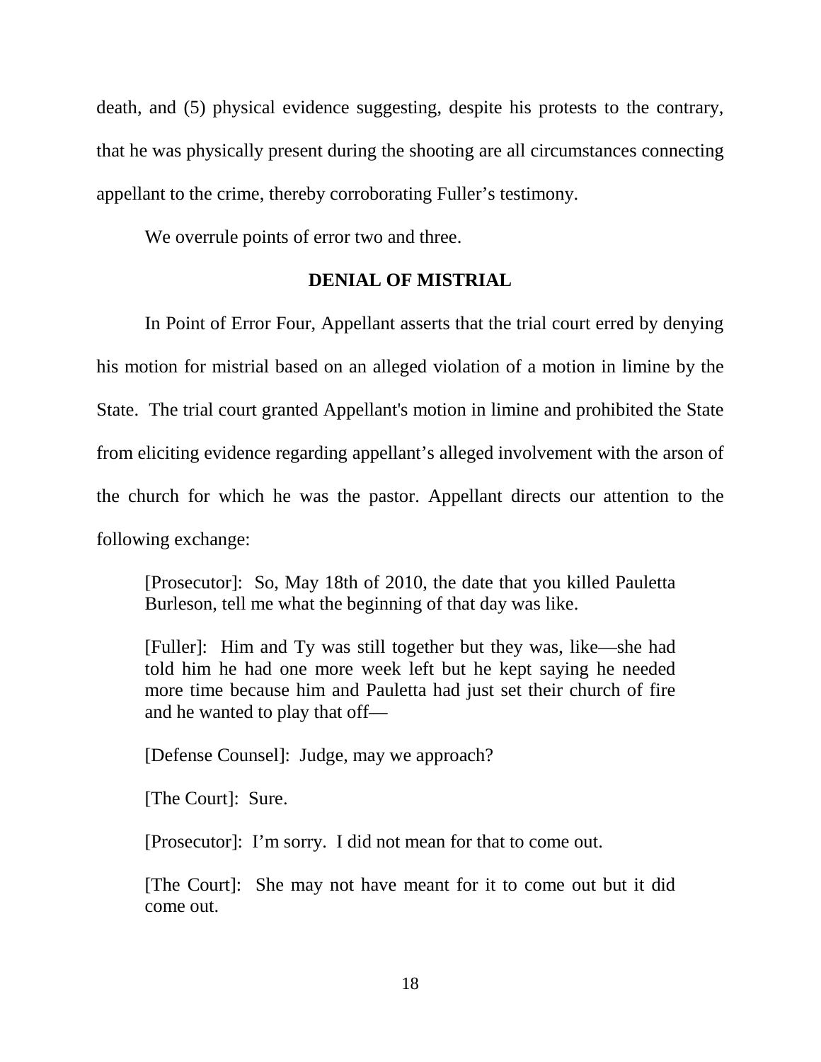death, and (5) physical evidence suggesting, despite his protests to the contrary, that he was physically present during the shooting are all circumstances connecting appellant to the crime, thereby corroborating Fuller's testimony.

We overrule points of error two and three.

## DENIAL OF MISTRIAL

In Point of Error Four, Appellant asserts that the trial court erred by denying his motion for mistrial based on an alleged violation of a motion in limine by the State. The trial court granted Appellant's motion in limine and prohibited the State from eliciting evidence regarding appellant's alleged involvement with the arson of the church for which he was the pastor. Appellant directs our attention to the following exchange:

> [Prosecutor]: So, May 18th of 2010, the date that you killed Pauletta Burleson, tell me what the beginning of that day was like.
>
> [Fuller]: Him and Ty was still together but they was, like—she had told him he had one more week left but he kept saying he needed more time because him and Pauletta had just set their church of fire and he wanted to play that off—
>
> [Defense Counsel]: Judge, may we approach?
>
> [The Court]: Sure.
>
> [Prosecutor]: I'm sorry. I did not mean for that to come out.
>
> [The Court]: She may not have meant for it to come out but it did come out.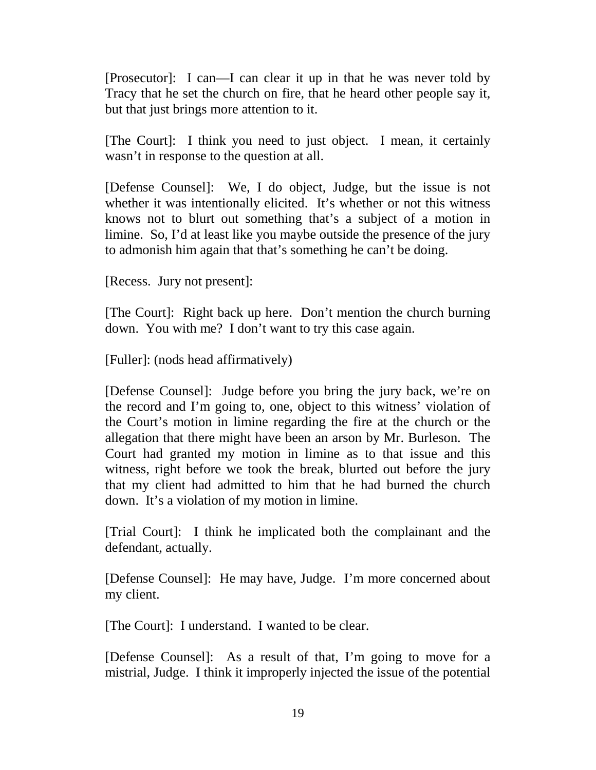[Prosecutor]: I can—I can clear it up in that he was never told by Tracy that he set the church on fire, that he heard other people say it, but that just brings more attention to it.

[The Court]: I think you need to just object. I mean, it certainly wasn't in response to the question at all.

[Defense Counsel]: We, I do object, Judge, but the issue is not whether it was intentionally elicited. It's whether or not this witness knows not to blurt out something that's a subject of a motion in limine. So, I'd at least like you maybe outside the presence of the jury to admonish him again that that's something he can't be doing.

[Recess. Jury not present]:

[The Court]: Right back up here. Don't mention the church burning down. You with me? I don't want to try this case again.

[Fuller]: (nods head affirmatively)

[Defense Counsel]: Judge before you bring the jury back, we're on the record and I'm going to, one, object to this witness' violation of the Court's motion in limine regarding the fire at the church or the allegation that there might have been an arson by Mr. Burleson. The Court had granted my motion in limine as to that issue and this witness, right before we took the break, blurted out before the jury that my client had admitted to him that he had burned the church down. It's a violation of my motion in limine.

[Trial Court]: I think he implicated both the complainant and the defendant, actually.

[Defense Counsel]: He may have, Judge. I'm more concerned about my client.

[The Court]: I understand. I wanted to be clear.

[Defense Counsel]: As a result of that, I'm going to move for a mistrial, Judge. I think it improperly injected the issue of the potential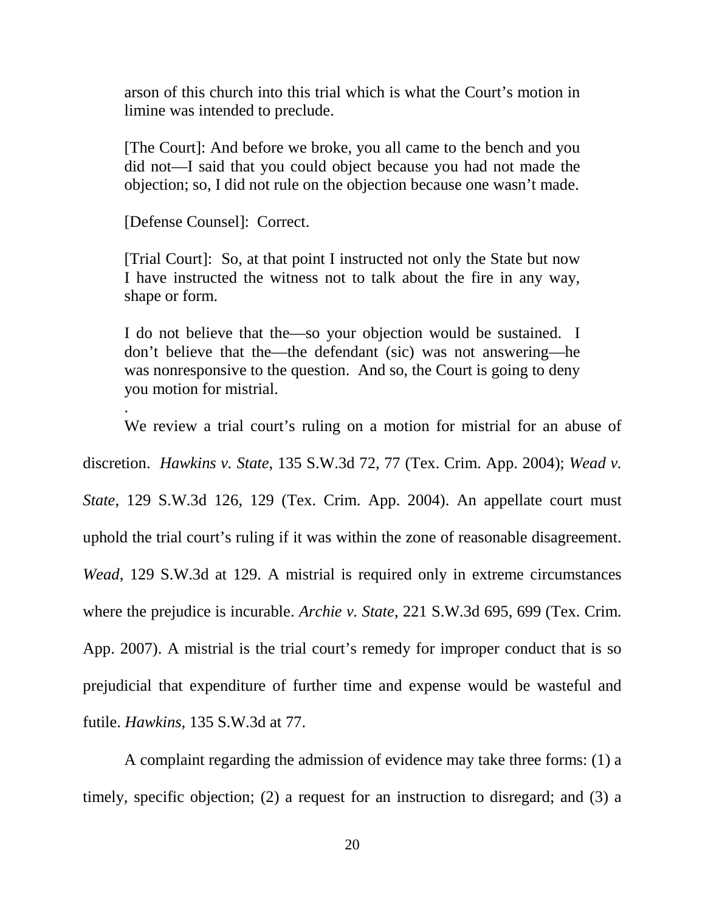> arson of this church into this trial which is what the Court's motion in limine was intended to preclude.
>
> [The Court]: And before we broke, you all came to the bench and you did not—I said that you could object because you had not made the objection; so, I did not rule on the objection because one wasn't made.
>
> [Defense Counsel]: Correct.
>
> [Trial Court]: So, at that point I instructed not only the State but now I have instructed the witness not to talk about the fire in any way, shape or form.
>
> I do not believe that the—so your objection would be sustained. I don't believe that the—the defendant (sic) was not answering—he was nonresponsive to the question. And so, the Court is going to deny you motion for mistrial.
>
> .

We review a trial court's ruling on a motion for mistrial for an abuse of discretion. *Hawkins v. State*, 135 S.W.3d 72, 77 (Tex. Crim. App. 2004); *Wead v. State*, 129 S.W.3d 126, 129 (Tex. Crim. App. 2004). An appellate court must uphold the trial court's ruling if it was within the zone of reasonable disagreement. *Wead*, 129 S.W.3d at 129. A mistrial is required only in extreme circumstances where the prejudice is incurable. *Archie v. State*, 221 S.W.3d 695, 699 (Tex. Crim. App. 2007). A mistrial is the trial court's remedy for improper conduct that is so prejudicial that expenditure of further time and expense would be wasteful and futile. *Hawkins*, 135 S.W.3d at 77.

A complaint regarding the admission of evidence may take three forms: (1) a timely, specific objection; (2) a request for an instruction to disregard; and (3) a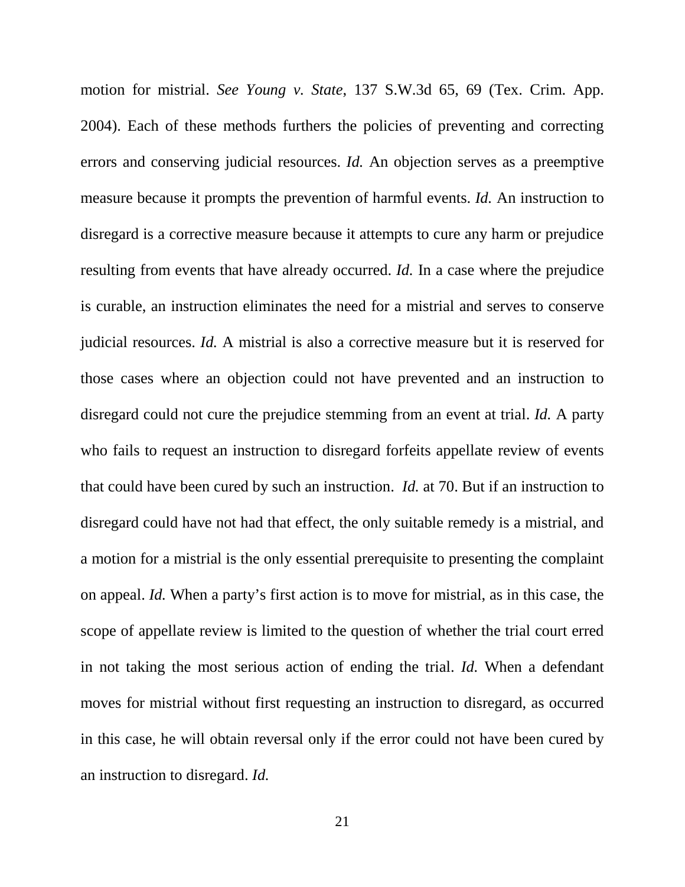motion for mistrial. *See Young v. State*, 137 S.W.3d 65, 69 (Tex. Crim. App. 2004). Each of these methods furthers the policies of preventing and correcting errors and conserving judicial resources. *Id.* An objection serves as a preemptive measure because it prompts the prevention of harmful events. *Id.* An instruction to disregard is a corrective measure because it attempts to cure any harm or prejudice resulting from events that have already occurred. *Id.* In a case where the prejudice is curable, an instruction eliminates the need for a mistrial and serves to conserve judicial resources. *Id.* A mistrial is also a corrective measure but it is reserved for those cases where an objection could not have prevented and an instruction to disregard could not cure the prejudice stemming from an event at trial. *Id.* A party who fails to request an instruction to disregard forfeits appellate review of events that could have been cured by such an instruction. *Id.* at 70. But if an instruction to disregard could have not had that effect, the only suitable remedy is a mistrial, and a motion for a mistrial is the only essential prerequisite to presenting the complaint on appeal. *Id.* When a party's first action is to move for mistrial, as in this case, the scope of appellate review is limited to the question of whether the trial court erred in not taking the most serious action of ending the trial. *Id.* When a defendant moves for mistrial without first requesting an instruction to disregard, as occurred in this case, he will obtain reversal only if the error could not have been cured by an instruction to disregard. *Id.*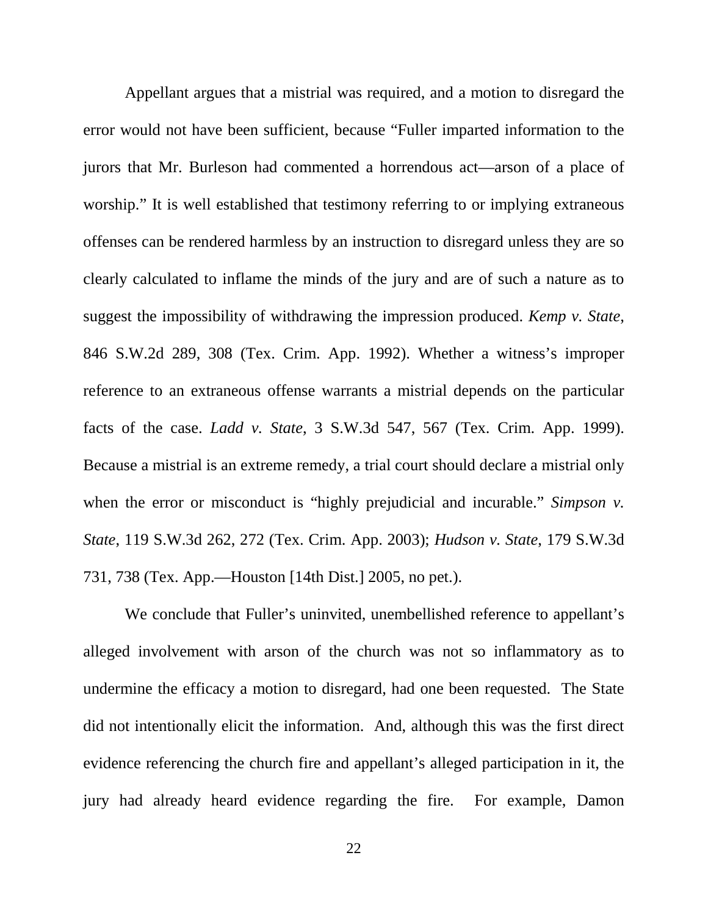Appellant argues that a mistrial was required, and a motion to disregard the error would not have been sufficient, because "Fuller imparted information to the jurors that Mr. Burleson had commented a horrendous act—arson of a place of worship." It is well established that testimony referring to or implying extraneous offenses can be rendered harmless by an instruction to disregard unless they are so clearly calculated to inflame the minds of the jury and are of such a nature as to suggest the impossibility of withdrawing the impression produced. *Kemp v. State*, 846 S.W.2d 289, 308 (Tex. Crim. App. 1992). Whether a witness's improper reference to an extraneous offense warrants a mistrial depends on the particular facts of the case. *Ladd v. State*, 3 S.W.3d 547, 567 (Tex. Crim. App. 1999). Because a mistrial is an extreme remedy, a trial court should declare a mistrial only when the error or misconduct is "highly prejudicial and incurable." *Simpson v. State*, 119 S.W.3d 262, 272 (Tex. Crim. App. 2003); *Hudson v. State*, 179 S.W.3d 731, 738 (Tex. App.—Houston [14th Dist.] 2005, no pet.).

We conclude that Fuller's uninvited, unembellished reference to appellant's alleged involvement with arson of the church was not so inflammatory as to undermine the efficacy a motion to disregard, had one been requested. The State did not intentionally elicit the information. And, although this was the first direct evidence referencing the church fire and appellant's alleged participation in it, the jury had already heard evidence regarding the fire. For example, Damon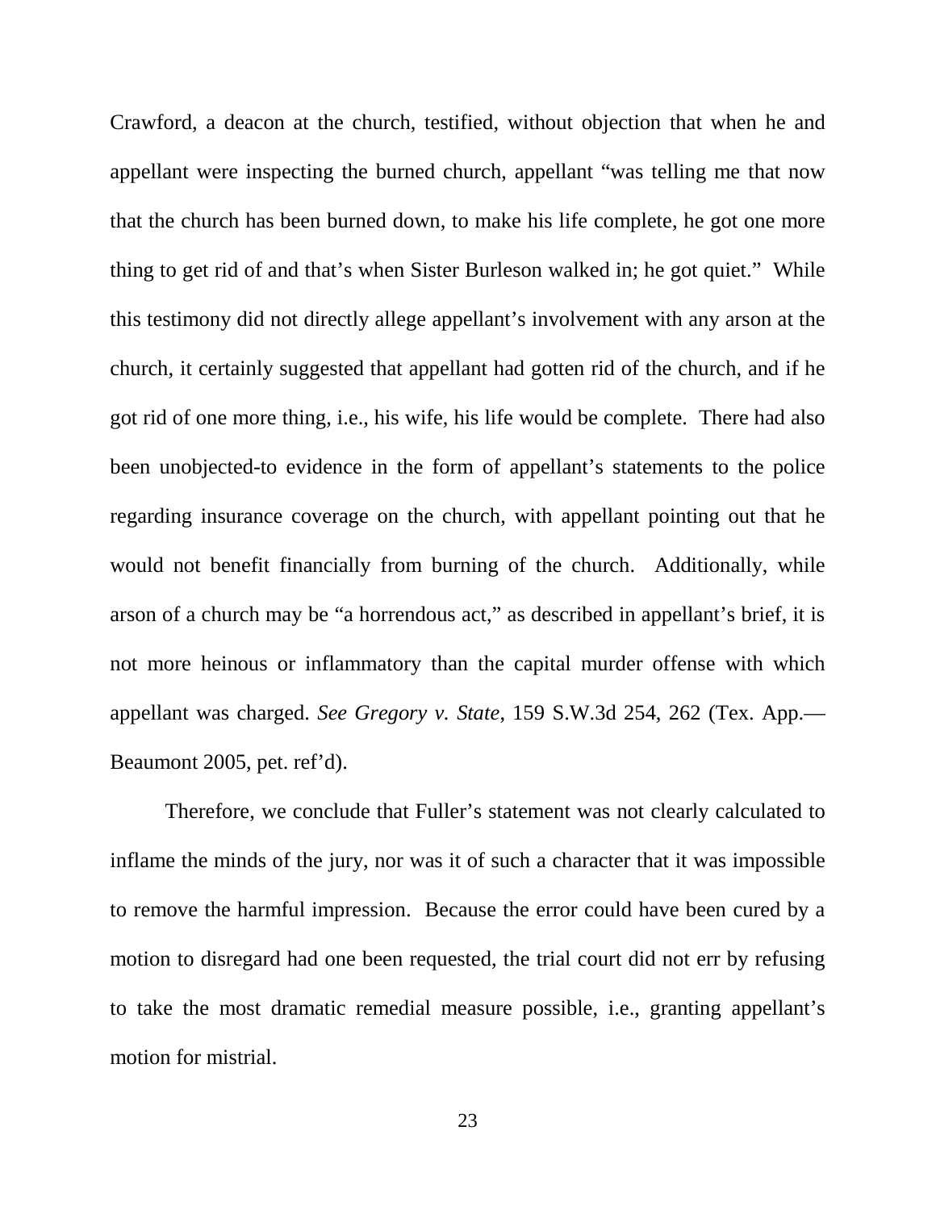Crawford, a deacon at the church, testified, without objection that when he and appellant were inspecting the burned church, appellant "was telling me that now that the church has been burned down, to make his life complete, he got one more thing to get rid of and that's when Sister Burleson walked in; he got quiet." While this testimony did not directly allege appellant's involvement with any arson at the church, it certainly suggested that appellant had gotten rid of the church, and if he got rid of one more thing, i.e., his wife, his life would be complete. There had also been unobjected-to evidence in the form of appellant's statements to the police regarding insurance coverage on the church, with appellant pointing out that he would not benefit financially from burning of the church. Additionally, while arson of a church may be "a horrendous act," as described in appellant's brief, it is not more heinous or inflammatory than the capital murder offense with which appellant was charged. *See Gregory v. State*, 159 S.W.3d 254, 262 (Tex. App.—Beaumont 2005, pet. ref'd).

Therefore, we conclude that Fuller's statement was not clearly calculated to inflame the minds of the jury, nor was it of such a character that it was impossible to remove the harmful impression. Because the error could have been cured by a motion to disregard had one been requested, the trial court did not err by refusing to take the most dramatic remedial measure possible, i.e., granting appellant's motion for mistrial.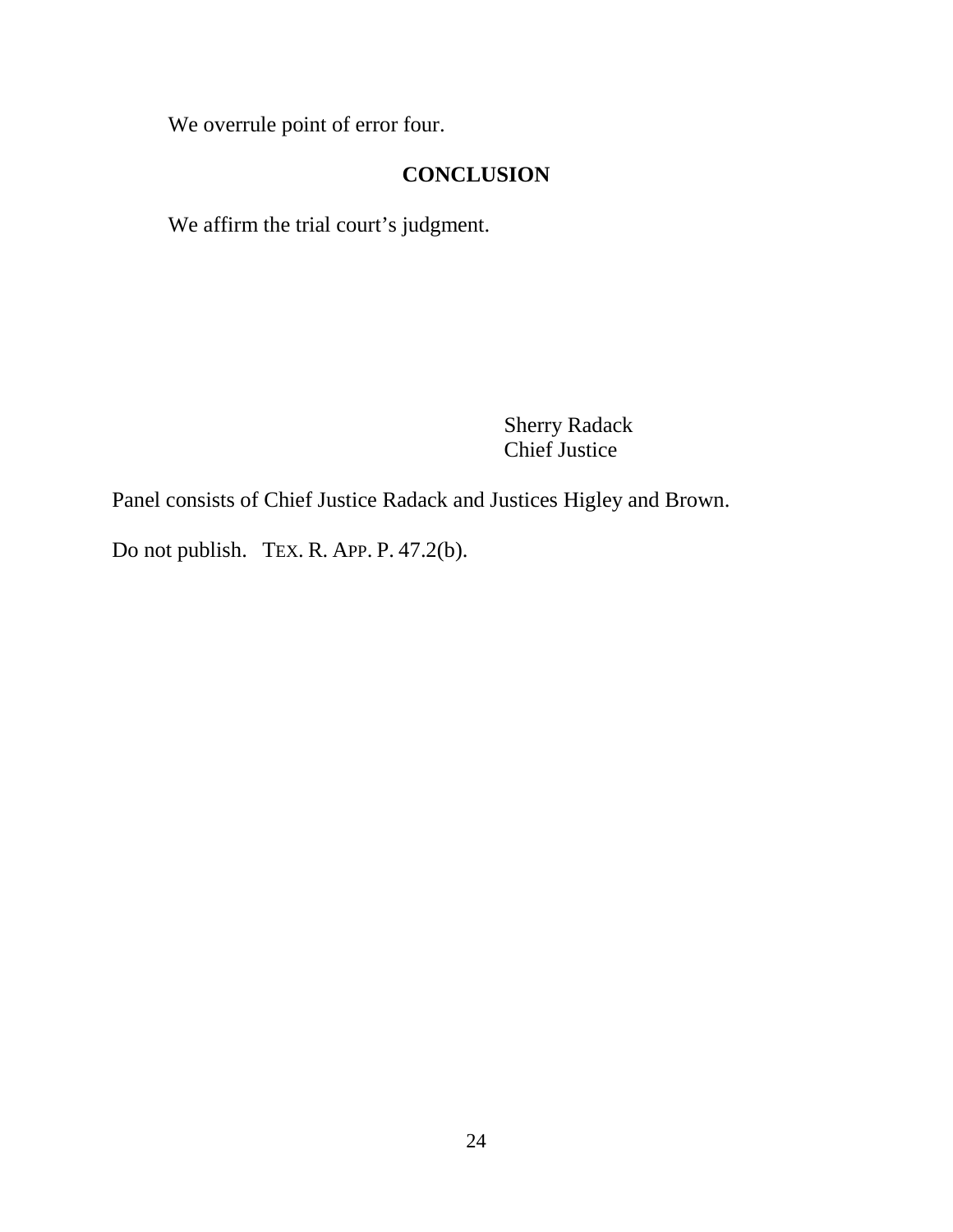We overrule point of error four.

## CONCLUSION

We affirm the trial court's judgment.

Sherry Radack
Chief Justice

Panel consists of Chief Justice Radack and Justices Higley and Brown.

Do not publish. TEX. R. APP. P. 47.2(b).